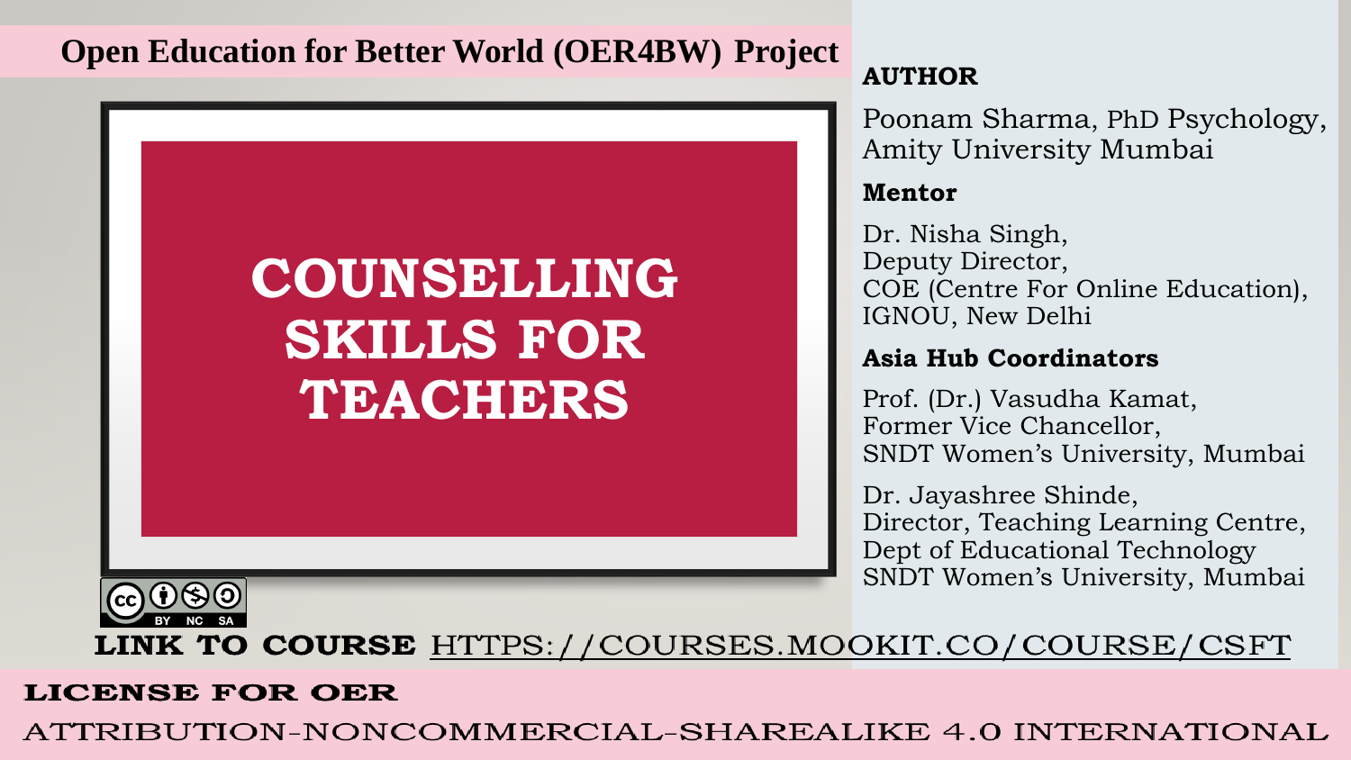Open Education for Better World (OER4BW) Project

# COUNSELLING SKILLS FOR TEACHERS

**AUTHOR**

Poonam Sharma, PhD Psychology, Amity University Mumbai

**Mentor**

Dr. Nisha Singh,
Deputy Director,
COE (Centre For Online Education),
IGNOU, New Delhi

**Asia Hub Coordinators**

Prof. (Dr.) Vasudha Kamat,
Former Vice Chancellor,
SNDT Women's University, Mumbai

Dr. Jayashree Shinde,
Director, Teaching Learning Centre,
Dept of Educational Technology
SNDT Women's University, Mumbai

CC BY NC SA

**LINK TO COURSE** HTTPS://COURSES.MOOKIT.CO/COURSE/CSFT

**LICENSE FOR OER**

ATTRIBUTION-NONCOMMERCIAL-SHAREALIKE 4.0 INTERNATIONAL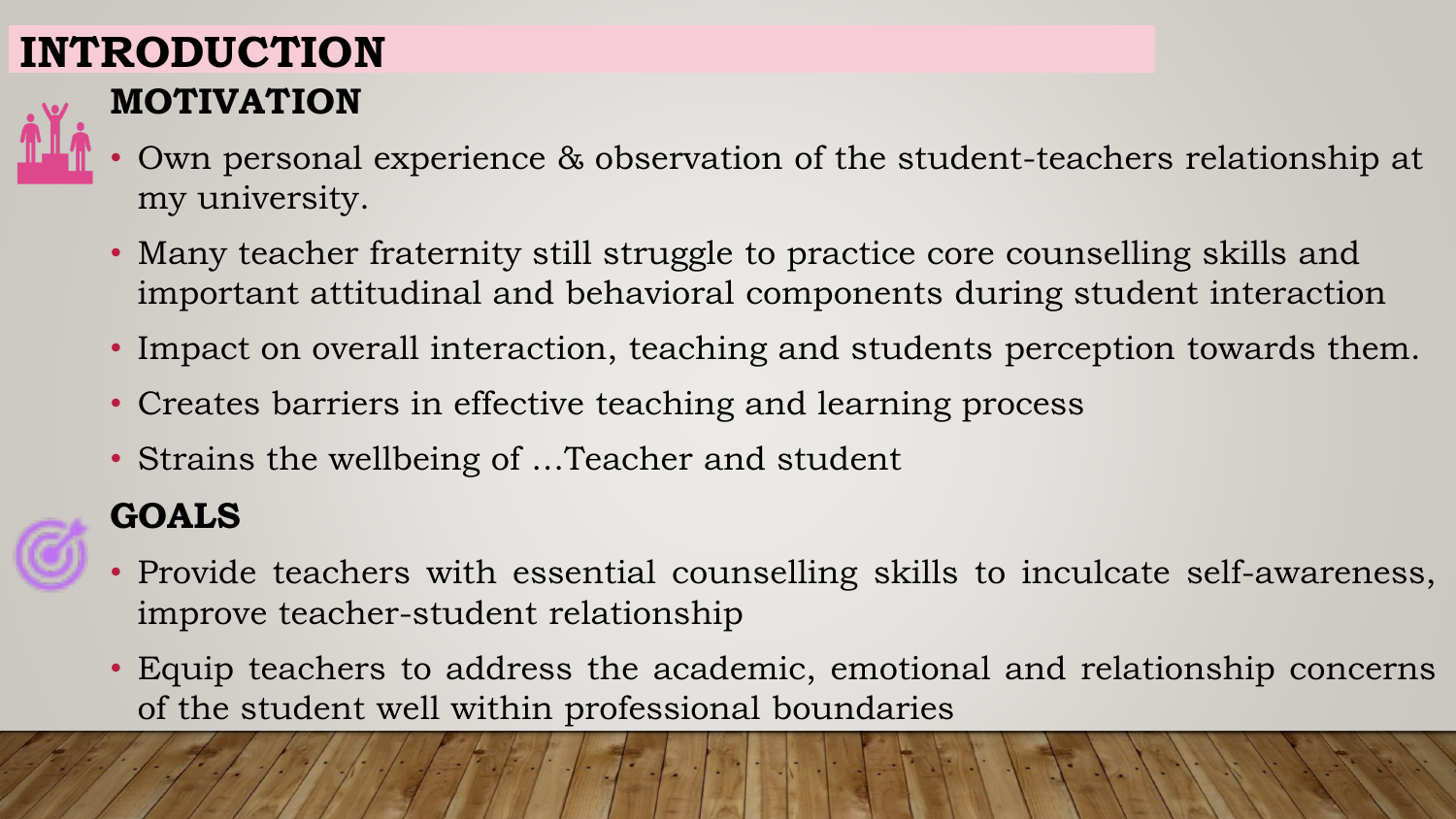# INTRODUCTION

## MOTIVATION

- Own personal experience & observation of the student-teachers relationship at my university.
- Many teacher fraternity still struggle to practice core counselling skills and important attitudinal and behavioral components during student interaction
- Impact on overall interaction, teaching and students perception towards them.
- Creates barriers in effective teaching and learning process
- Strains the wellbeing of …Teacher and student

## GOALS

- Provide teachers with essential counselling skills to inculcate self-awareness, improve teacher-student relationship
- Equip teachers to address the academic, emotional and relationship concerns of the student well within professional boundaries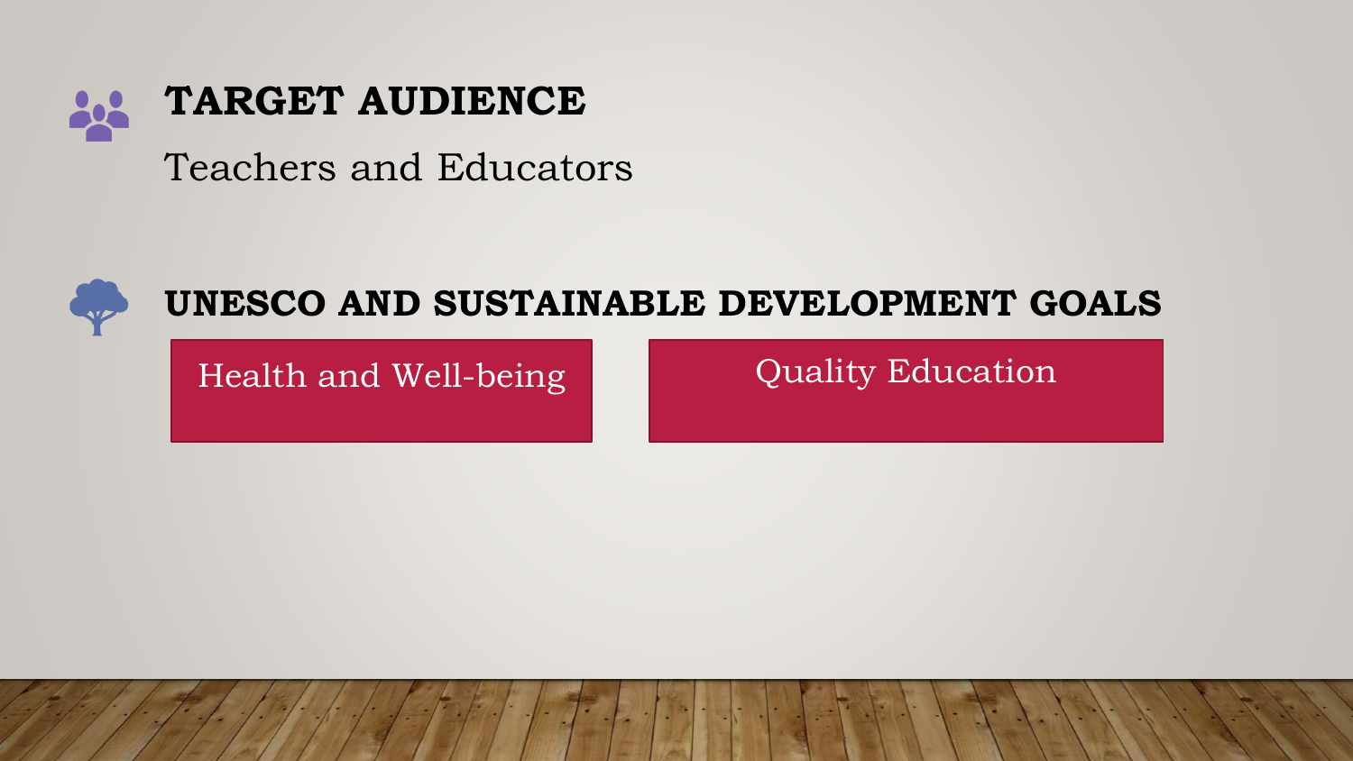## TARGET AUDIENCE

Teachers and Educators

## UNESCO AND SUSTAINABLE DEVELOPMENT GOALS

- Health and Well-being
- Quality Education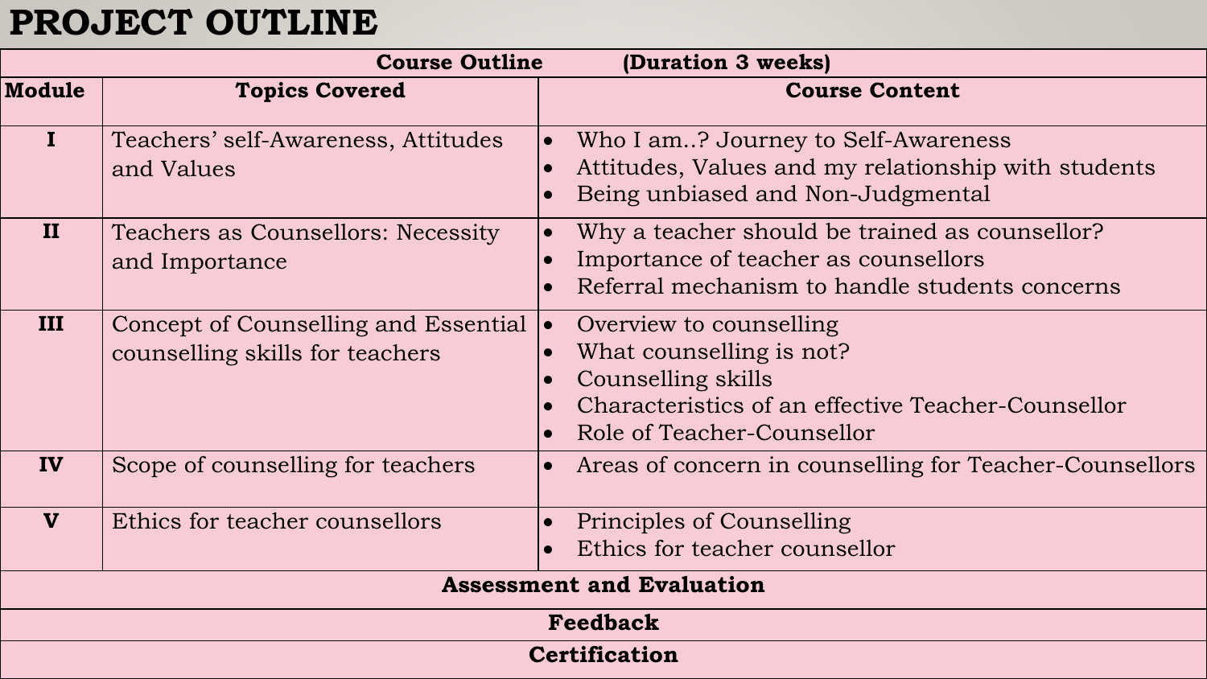# PROJECT OUTLINE

| Course Outline (Duration 3 weeks) | | |
|---|---|---|
| **Module** | **Topics Covered** | **Course Content** |
| **I** | Teachers' self-Awareness, Attitudes and Values | • Who I am..? Journey to Self-Awareness<br>• Attitudes, Values and my relationship with students<br>• Being unbiased and Non-Judgmental |
| **II** | Teachers as Counsellors: Necessity and Importance | • Why a teacher should be trained as counsellor?<br>• Importance of teacher as counsellors<br>• Referral mechanism to handle students concerns |
| **III** | Concept of Counselling and Essential counselling skills for teachers | • Overview to counselling<br>• What counselling is not?<br>• Counselling skills<br>• Characteristics of an effective Teacher-Counsellor<br>• Role of Teacher-Counsellor |
| **IV** | Scope of counselling for teachers | • Areas of concern in counselling for Teacher-Counsellors |
| **V** | Ethics for teacher counsellors | • Principles of Counselling<br>• Ethics for teacher counsellor |
| **Assessment and Evaluation** | | |
| **Feedback** | | |
| **Certification** | | |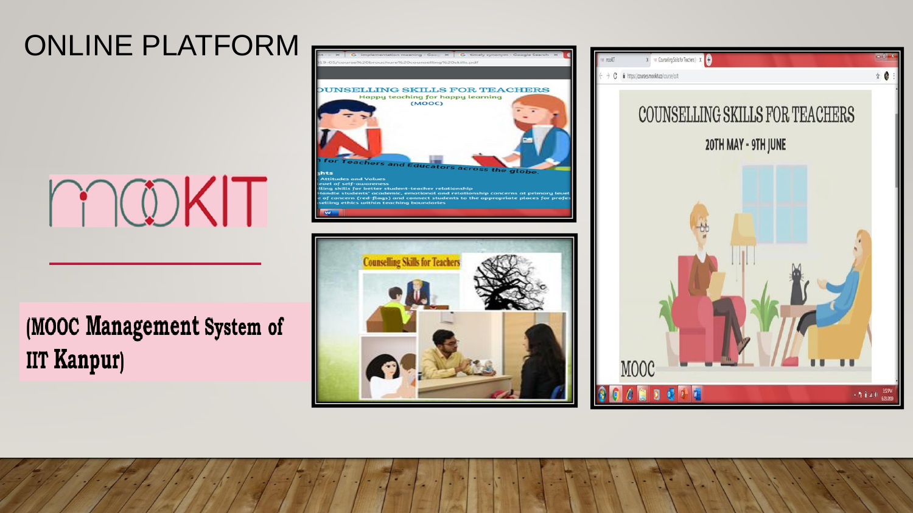# ONLINE PLATFORM

mooKIT

(MOOC Management System of IIT Kanpur)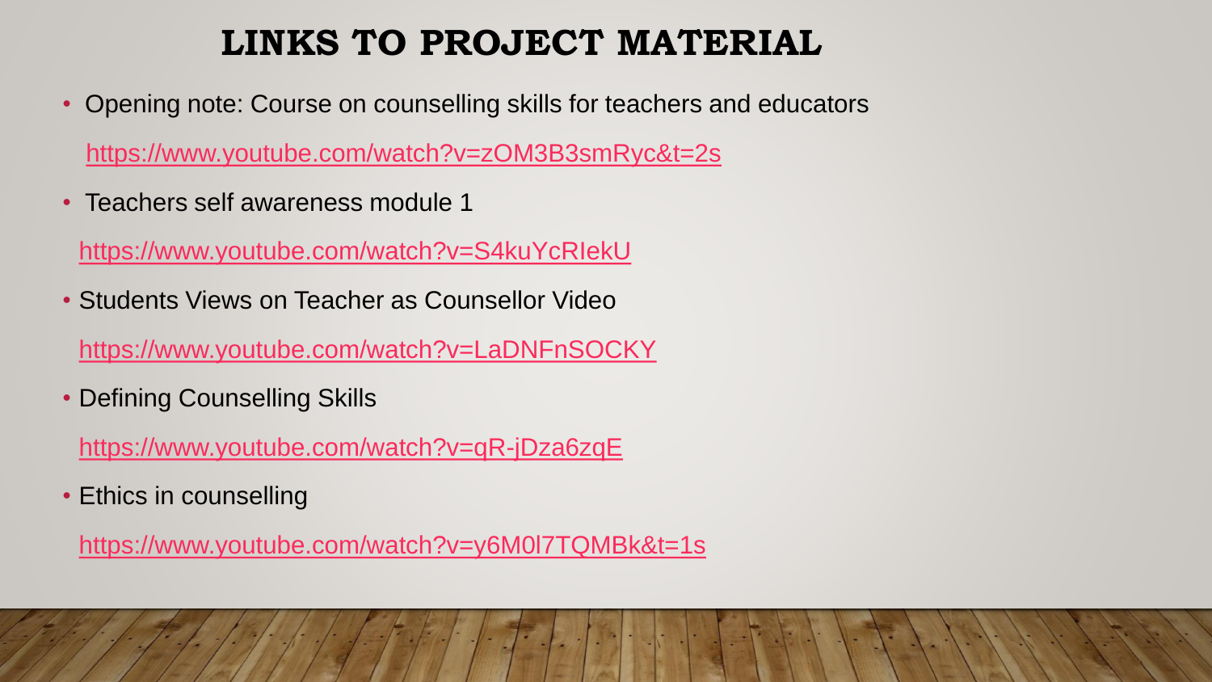# LINKS TO PROJECT MATERIAL

- Opening note: Course on counselling skills for teachers and educators

  https://www.youtube.com/watch?v=zOM3B3smRyc&t=2s

- Teachers self awareness module 1

  https://www.youtube.com/watch?v=S4kuYcRIekU

- Students Views on Teacher as Counsellor Video

  https://www.youtube.com/watch?v=LaDNFnSOCKY

- Defining Counselling Skills

  https://www.youtube.com/watch?v=qR-jDza6zqE

- Ethics in counselling

  https://www.youtube.com/watch?v=y6M0l7TQMBk&t=1s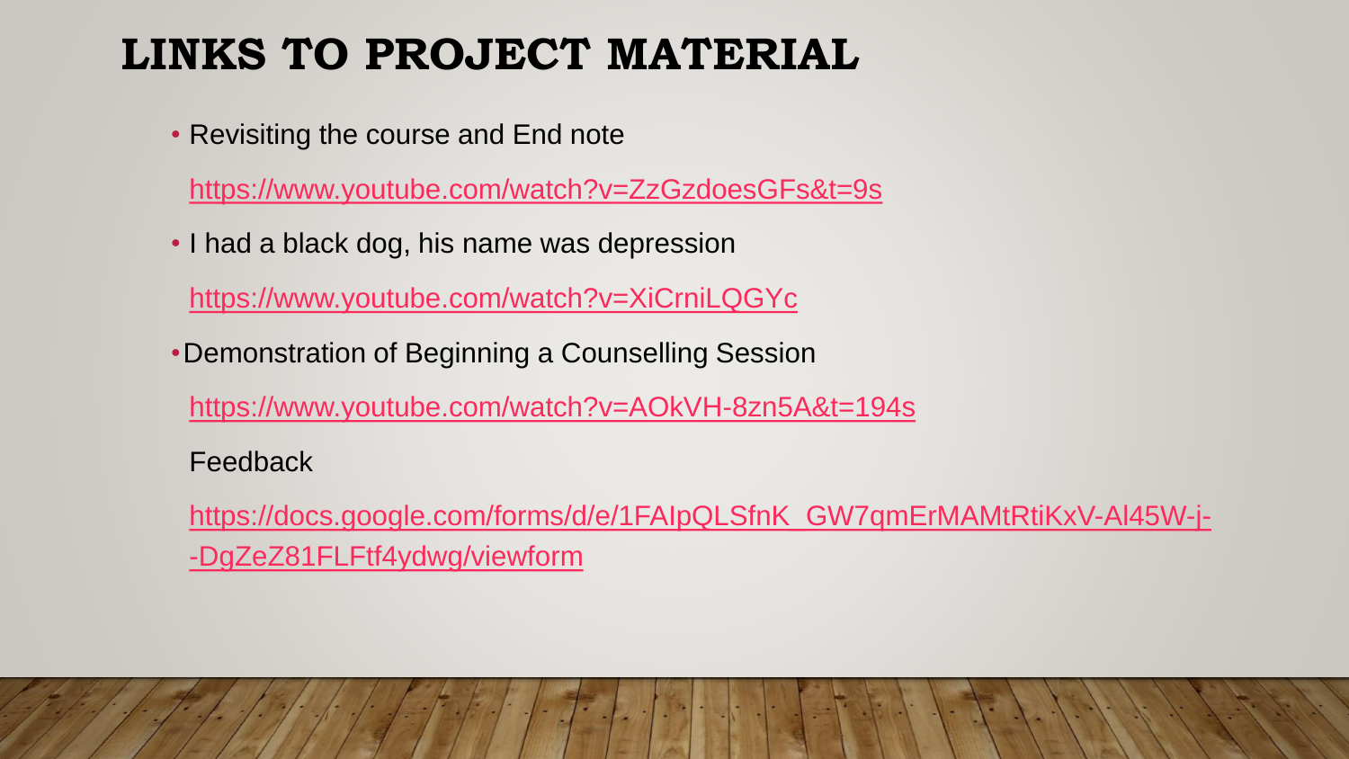# LINKS TO PROJECT MATERIAL

- Revisiting the course and End note

  https://www.youtube.com/watch?v=ZzGzdoesGFs&t=9s

- I had a black dog, his name was depression

  https://www.youtube.com/watch?v=XiCrniLQGYc

- Demonstration of Beginning a Counselling Session

  https://www.youtube.com/watch?v=AOkVH-8zn5A&t=194s

  Feedback

  https://docs.google.com/forms/d/e/1FAIpQLSfnK_GW7qmErMAMtRtiKxV-Al45W-j--DgZeZ81FLFtf4ydwg/viewform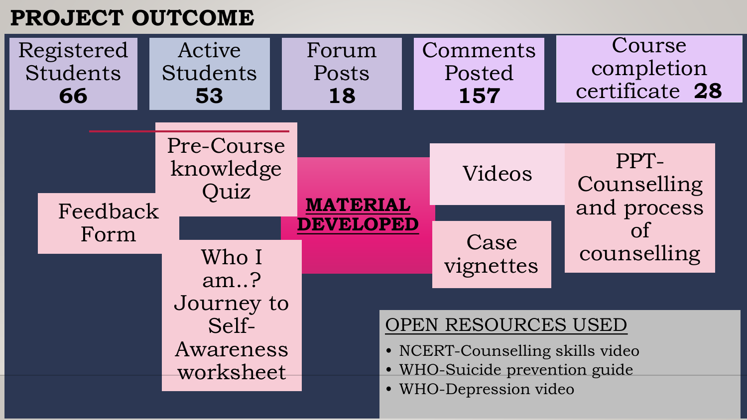# PROJECT OUTCOME

| Registered Students | Active Students | Forum Posts | Comments Posted | Course completion certificate |
|---|---|---|---|---|
| **66** | **53** | **18** | **157** | **28** |

## MATERIAL DEVELOPED

- Pre-Course knowledge Quiz
- Feedback Form
- Who I am..? Journey to Self-Awareness worksheet
- Videos
- PPT- Counselling and process of counselling
- Case vignettes

## OPEN RESOURCES USED

- NCERT-Counselling skills video
- WHO-Suicide prevention guide
- WHO-Depression video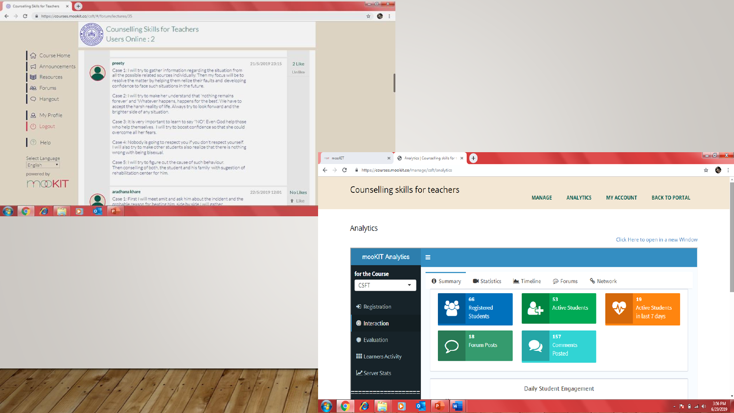# Counselling Skills for Teachers

Users Online : 2

- Course Home
- Announcements
- Resources
- Forums
- Hangout
- My Profile
- Logout
- Help

Select Language

English

powered by mooKIT

**preety** 21/5/2019 23:15 — 2 Like — Unlike

Case 1: I will try to gather information regarding the situation from all the possible related sources individually. Then my focus will be to resolve the matter by helping them relize their faults and developing confidence to face such situations in the future.

Case 2: I will try to make her understand that 'nothing remains forever' and 'Whatever happens, happens for the best'. We have to accept the harsh reality of life. Always try to look forward and the brighter side of any situation.

Case 3: It is very important to learn to say "NO". Even God help those who help themselves. I will try to boost confidence so that she could overcome all her fears.

Case 4: Nobody is going to respect you if you don't respect yourself. I will also try to make other students also realize that there is nothing wrong with being bisexual.

Case 5: I will try to figure out the cause of such behaviour. Then conselling of both, the student and his family with sugestion of rehabilitation center for him.

**aradhana khare** 22/5/2019 12:01 — No Likes — Like

Case 1: First I will meet amit and ask him about the incident and the probable reason for beating him side by side I will gather

---

# Counselling skills for teachers

MANAGE | ANALYTICS | MY ACCOUNT | BACK TO PORTAL

## Analytics

Click Here to open in a new Window

**mooKIT Analytics**

for the Course: CSFT

- Registration
- Interaction
- Evaluation
- Learners Activity
- Server Stats

Summary | Statistics | Timeline | Forums | Network

| | | |
|---|---|---|
| 66 Registered Students | 53 Active Students | 19 Active Students in last 7 days |
| 18 Forum Posts | 157 Comments Posted | |

Daily Student Engagement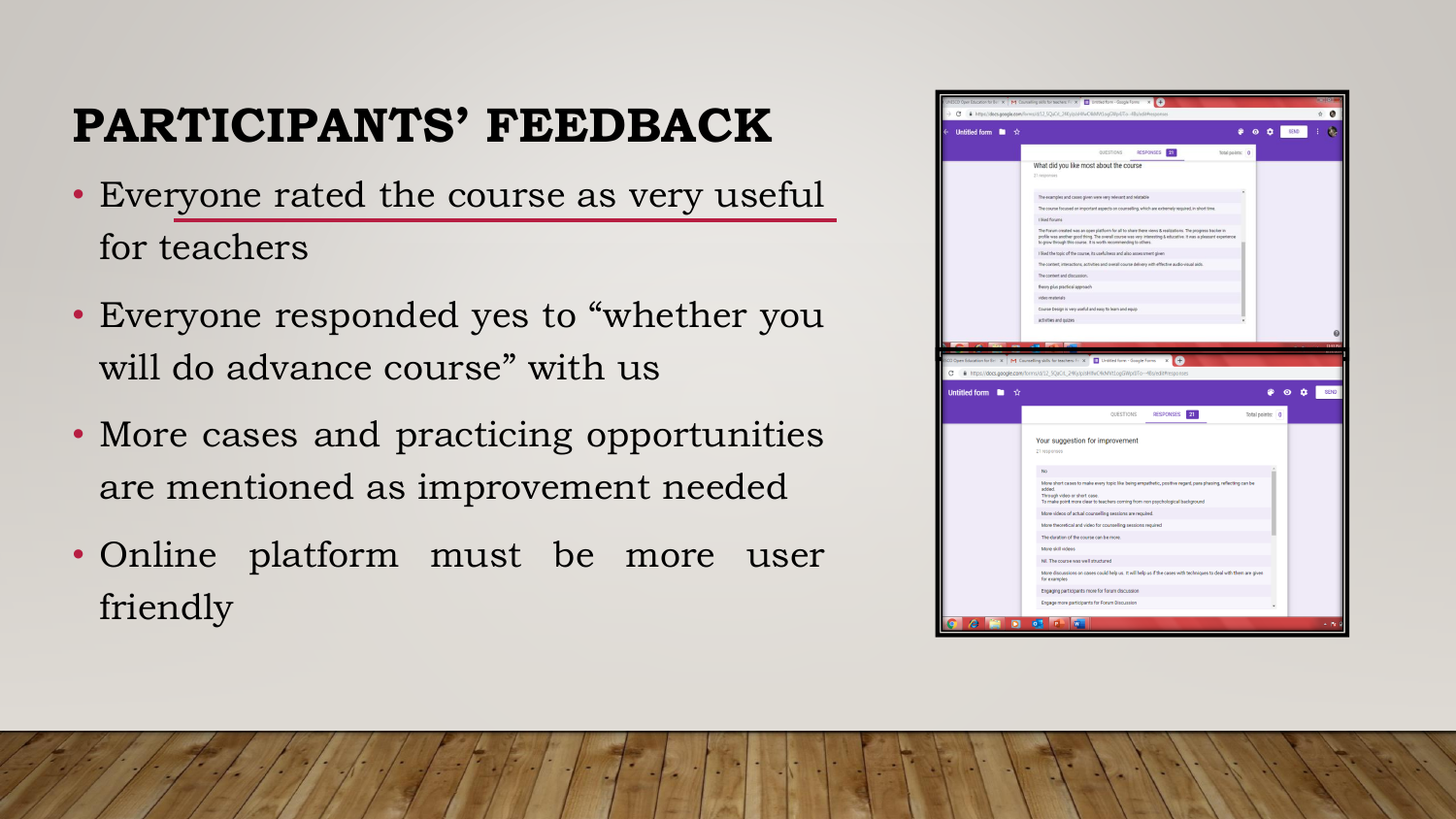# PARTICIPANTS' FEEDBACK

- Everyone rated the course as very useful for teachers
- Everyone responded yes to "whether you will do advance course" with us
- More cases and practicing opportunities are mentioned as improvement needed
- Online platform must be more user friendly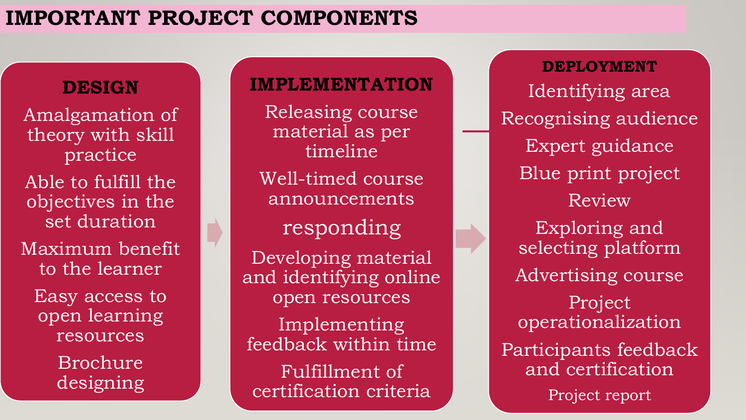# IMPORTANT PROJECT COMPONENTS

## DESIGN

- Amalgamation of theory with skill practice
- Able to fulfill the objectives in the set duration
- Maximum benefit to the learner
- Easy access to open learning resources
- Brochure designing

## IMPLEMENTATION

- Releasing course material as per timeline
- Well-timed course announcements
- responding
- Developing material and identifying online open resources
- Implementing feedback within time
- Fulfillment of certification criteria

## DEPLOYMENT

- Identifying area
- Recognising audience
- Expert guidance
- Blue print project
- Review
- Exploring and selecting platform
- Advertising course
- Project operationalization
- Participants feedback and certification
- Project report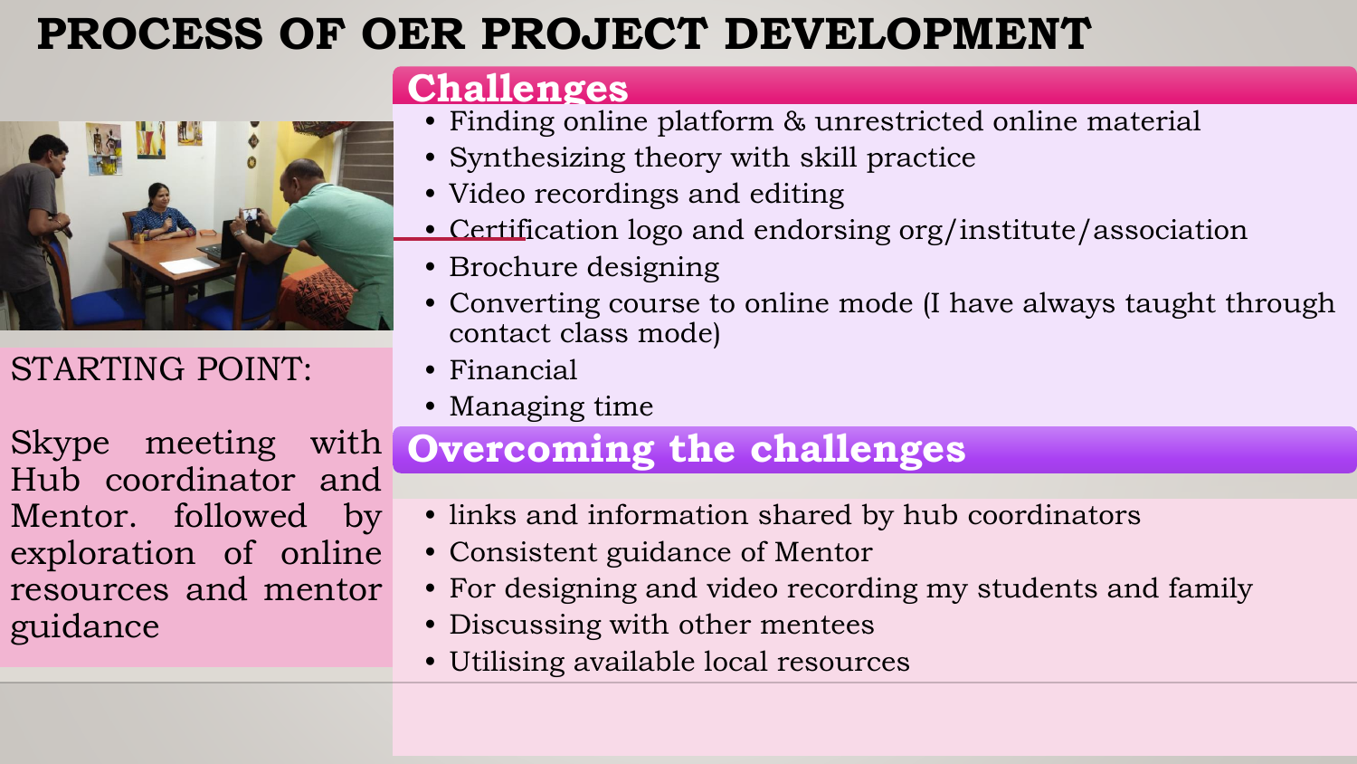# PROCESS OF OER PROJECT DEVELOPMENT

STARTING POINT:

Skype meeting with Hub coordinator and Mentor. followed by exploration of online resources and mentor guidance

## Challenges

- Finding online platform & unrestricted online material
- Synthesizing theory with skill practice
- Video recordings and editing
- Certification logo and endorsing org/institute/association
- Brochure designing
- Converting course to online mode (I have always taught through contact class mode)
- Financial
- Managing time

## Overcoming the challenges

- links and information shared by hub coordinators
- Consistent guidance of Mentor
- For designing and video recording my students and family
- Discussing with other mentees
- Utilising available local resources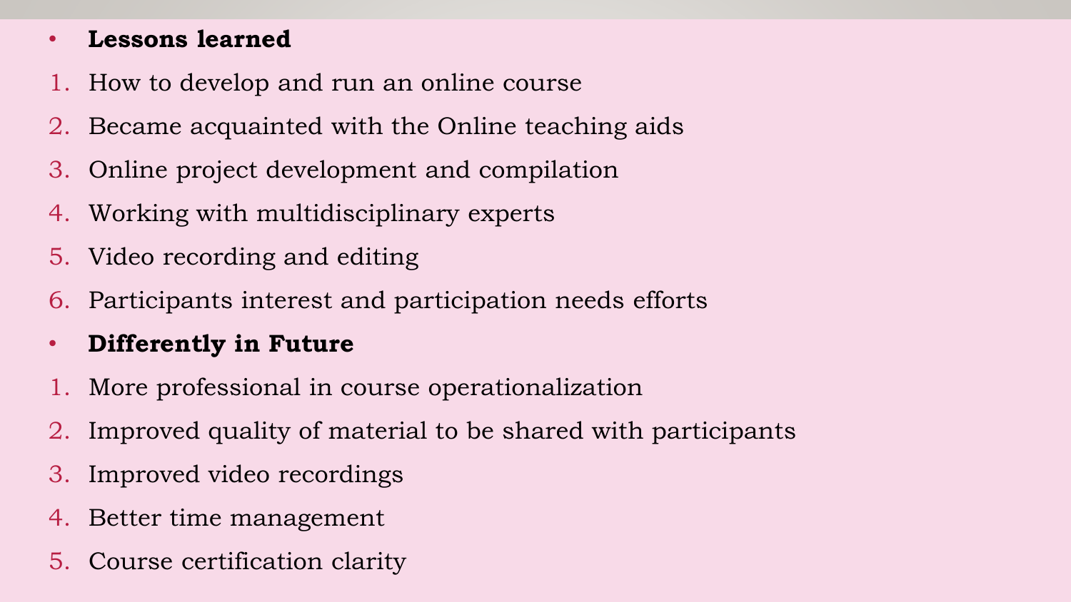- **Lessons learned**

1. How to develop and run an online course
2. Became acquainted with the Online teaching aids
3. Online project development and compilation
4. Working with multidisciplinary experts
5. Video recording and editing
6. Participants interest and participation needs efforts

- **Differently in Future**

1. More professional in course operationalization
2. Improved quality of material to be shared with participants
3. Improved video recordings
4. Better time management
5. Course certification clarity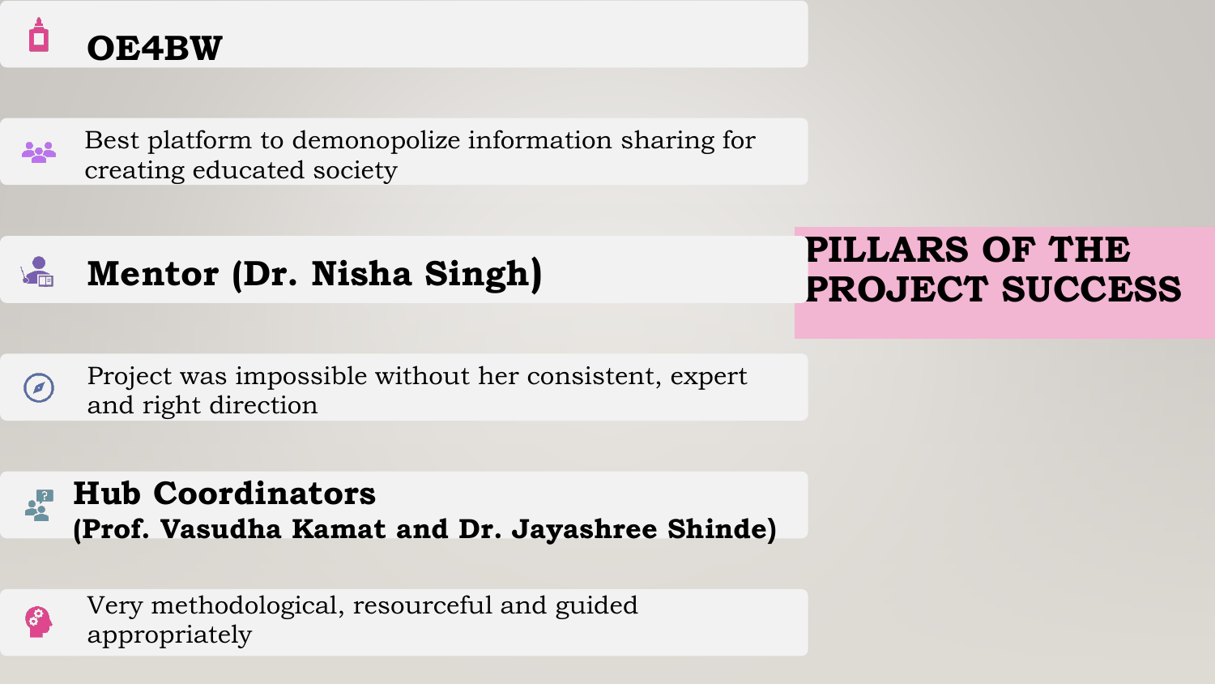# PILLARS OF THE PROJECT SUCCESS

**OE4BW**

Best platform to demonopolize information sharing for creating educated society

**Mentor (Dr. Nisha Singh)**

Project was impossible without her consistent, expert and right direction

**Hub Coordinators**
**(Prof. Vasudha Kamat and Dr. Jayashree Shinde)**

Very methodological, resourceful and guided appropriately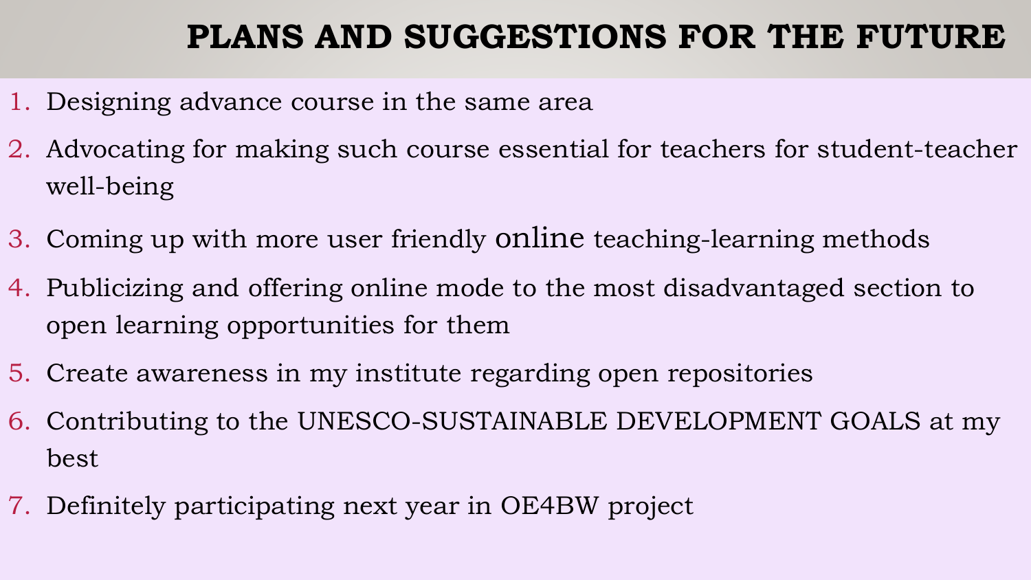# PLANS AND SUGGESTIONS FOR THE FUTURE

1. Designing advance course in the same area
2. Advocating for making such course essential for teachers for student-teacher well-being
3. Coming up with more user friendly online teaching-learning methods
4. Publicizing and offering online mode to the most disadvantaged section to open learning opportunities for them
5. Create awareness in my institute regarding open repositories
6. Contributing to the UNESCO-SUSTAINABLE DEVELOPMENT GOALS at my best
7. Definitely participating next year in OE4BW project